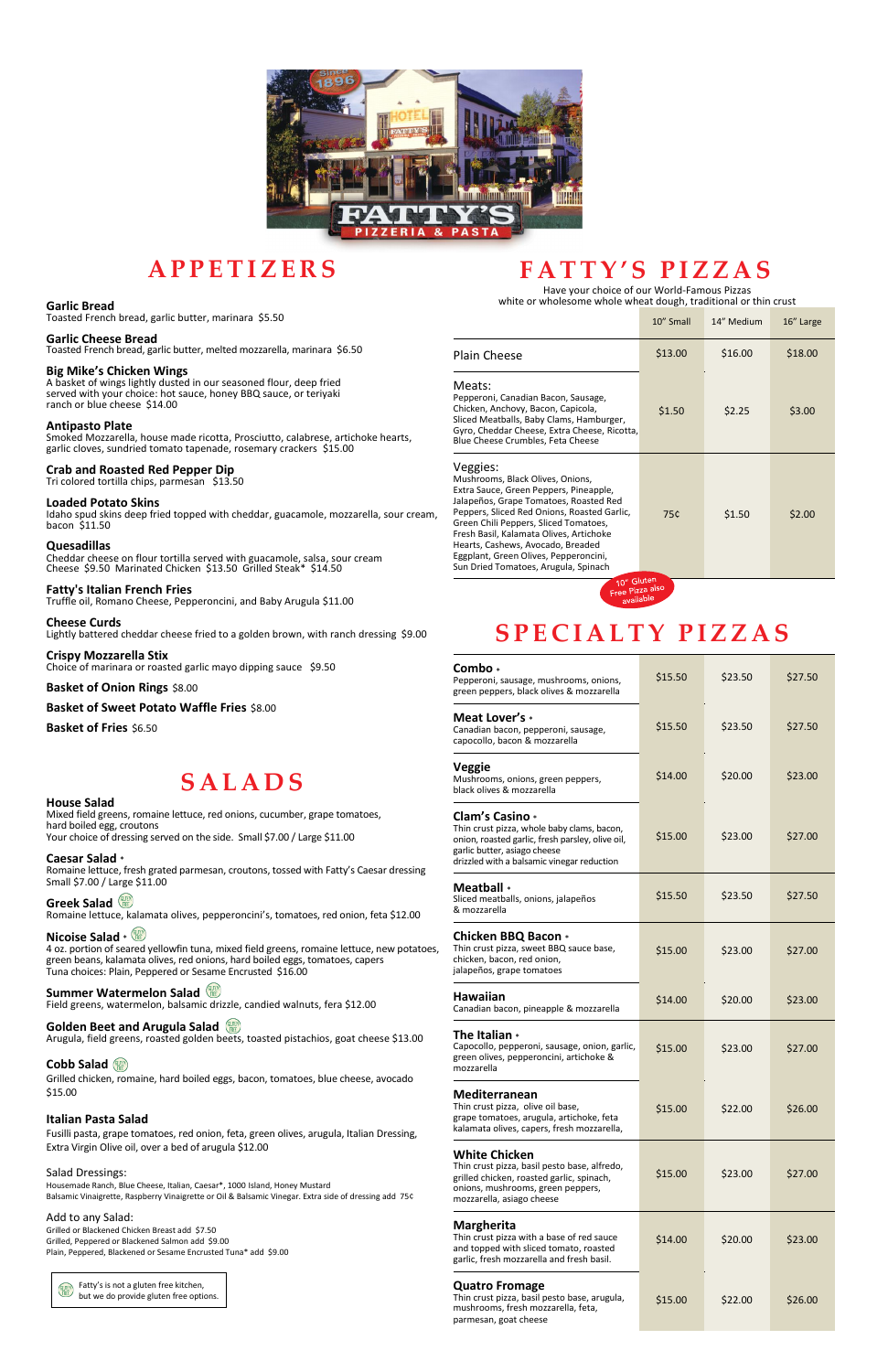# APPETIZERS

**Garlic Bread**
Toasted French bread, garlic butter, marinara $5.50

**Garlic Cheese Bread**
Toasted French bread, garlic butter, melted mozzarella, marinara $6.50

**Big Mike's Chicken Wings**
A basket of wings lightly dusted in our seasoned flour, deep fried served with your choice: hot sauce, honey BBQ sauce, or teriyaki ranch or blue cheese $14.00

**Antipasto Plate**
Smoked Mozzarella, house made ricotta, Prosciutto, calabrese, artichoke hearts, garlic cloves, sundried tomato tapenade, rosemary crackers $15.00

**Crab and Roasted Red Pepper Dip**
Tri colored tortilla chips, parmesan $13.50

**Loaded Potato Skins**
Idaho spud skins deep fried topped with cheddar, guacamole, mozzarella, sour cream, bacon $11.50

**Quesadillas**
Cheddar cheese on flour tortilla served with guacamole, salsa, sour cream
Cheese $9.50 Marinated Chicken $13.50 Grilled Steak* $14.50

**Fatty's Italian French Fries**
Truffle oil, Romano Cheese, Pepperoncini, and Baby Arugula $11.00

**Cheese Curds**
Lightly battered cheddar cheese fried to a golden brown, with ranch dressing $9.00

**Crispy Mozzarella Stix**
Choice of marinara or roasted garlic mayo dipping sauce $9.50

**Basket of Onion Rings** $8.00

**Basket of Sweet Potato Waffle Fries** $8.00

**Basket of Fries** $6.50

# SALADS

**House Salad**
Mixed field greens, romaine lettuce, red onions, cucumber, grape tomatoes, hard boiled egg, croutons
Your choice of dressing served on the side. Small $7.00 / Large $11.00

**Caesar Salad** •
Romaine lettuce, fresh grated parmesan, croutons, tossed with Fatty's Caesar dressing
Small $7.00 / Large $11.00

**Greek Salad** (GF)
Romaine lettuce, kalamata olives, pepperoncini's, tomatoes, red onion, feta $12.00

**Nicoise Salad** • (GF)
4 oz. portion of seared yellowfin tuna, mixed field greens, romaine lettuce, new potatoes, green beans, kalamata olives, red onions, hard boiled eggs, tomatoes, capers
Tuna choices: Plain, Peppered or Sesame Encrusted $16.00

**Summer Watermelon Salad** (GF)
Field greens, watermelon, balsamic drizzle, candied walnuts, fera $12.00

**Golden Beet and Arugula Salad** (GF)
Arugula, field greens, roasted golden beets, toasted pistachios, goat cheese $13.00

**Cobb Salad** (GF)
Grilled chicken, romaine, hard boiled eggs, bacon, tomatoes, blue cheese, avocado
$15.00

**Italian Pasta Salad**
Fusilli pasta, grape tomatoes, red onion, feta, green olives, arugula, Italian Dressing, Extra Virgin Olive oil, over a bed of arugula $12.00

Salad Dressings:
Housemade Ranch, Blue Cheese, Italian, Caesar*, 1000 Island, Honey Mustard
Balsamic Vinaigrette, Raspberry Vinaigrette or Oil & Balsamic Vinegar. Extra side of dressing add 75¢

Add to any Salad:
Grilled or Blackened Chicken Breast add $7.50
Grilled, Peppered or Blackened Salmon add $9.00
Plain, Peppered, Blackened or Sesame Encrusted Tuna* add $9.00

(GF) Fatty's is not a gluten free kitchen, but we do provide gluten free options.

# FATTY'S PIZZAS

Have your choice of our World-Famous Pizzas
white or wholesome whole wheat dough, traditional or thin crust

| | 10" Small | 14" Medium | 16" Large |
|---|---|---|---|
| Plain Cheese | $13.00 | $16.00 | $18.00 |
| Meats: Pepperoni, Canadian Bacon, Sausage, Chicken, Anchovy, Bacon, Capicola, Sliced Meatballs, Baby Clams, Hamburger, Gyro, Cheddar Cheese, Extra Cheese, Ricotta, Blue Cheese Crumbles, Feta Cheese | $1.50 | $2.25 | $3.00 |
| Veggies: Mushrooms, Black Olives, Onions, Extra Sauce, Green Peppers, Pineapple, Jalapeños, Grape Tomatoes, Roasted Red Peppers, Sliced Red Onions, Roasted Garlic, Green Chili Peppers, Sliced Tomatoes, Fresh Basil, Kalamata Olives, Artichoke Hearts, Cashews, Avocado, Breaded Eggplant, Green Olives, Pepperoncini, Sun Dried Tomatoes, Arugula, Spinach | 75¢ | $1.50 | $2.00 |

10" Gluten Free Pizza also available

# SPECIALTY PIZZAS

| | 10" Small | 14" Medium | 16" Large |
|---|---|---|---|
| **Combo** • Pepperoni, sausage, mushrooms, onions, green peppers, black olives & mozzarella | $15.50 | $23.50 | $27.50 |
| **Meat Lover's** • Canadian bacon, pepperoni, sausage, capocollo, bacon & mozzarella | $15.50 | $23.50 | $27.50 |
| **Veggie** Mushrooms, onions, green peppers, black olives & mozzarella | $14.00 | $20.00 | $23.00 |
| **Clam's Casino** • Thin crust pizza, whole baby clams, bacon, onion, roasted garlic, fresh parsley, olive oil, garlic butter, asiago cheese drizzled with a balsamic vinegar reduction | $15.00 | $23.00 | $27.00 |
| **Meatball** • Sliced meatballs, onions, jalapeños & mozzarella | $15.50 | $23.50 | $27.50 |
| **Chicken BBQ Bacon** • Thin crust pizza, sweet BBQ sauce base, chicken, bacon, red onion, jalapeños, grape tomatoes | $15.00 | $23.00 | $27.00 |
| **Hawaiian** Canadian bacon, pineapple & mozzarella | $14.00 | $20.00 | $23.00 |
| **The Italian** • Capocollo, pepperoni, sausage, onion, garlic, green olives, pepperoncini, artichoke & mozzarella | $15.00 | $23.00 | $27.00 |
| **Mediterranean** Thin crust pizza, olive oil base, grape tomatoes, arugula, artichoke, feta kalamata olives, capers, fresh mozzarella, | $15.00 | $22.00 | $26.00 |
| **White Chicken** Thin crust pizza, basil pesto base, alfredo, grilled chicken, roasted garlic, spinach, onions, mushrooms, green peppers, mozzarella, asiago cheese | $15.00 | $23.00 | $27.00 |
| **Margherita** Thin crust pizza with a base of red sauce and topped with sliced tomato, roasted garlic, fresh mozzarella and fresh basil. | $14.00 | $20.00 | $23.00 |
| **Quatro Fromage** Thin crust pizza, basil pesto base, arugula, mushrooms, fresh mozzarella, feta, parmesan, goat cheese | $15.00 | $22.00 | $26.00 |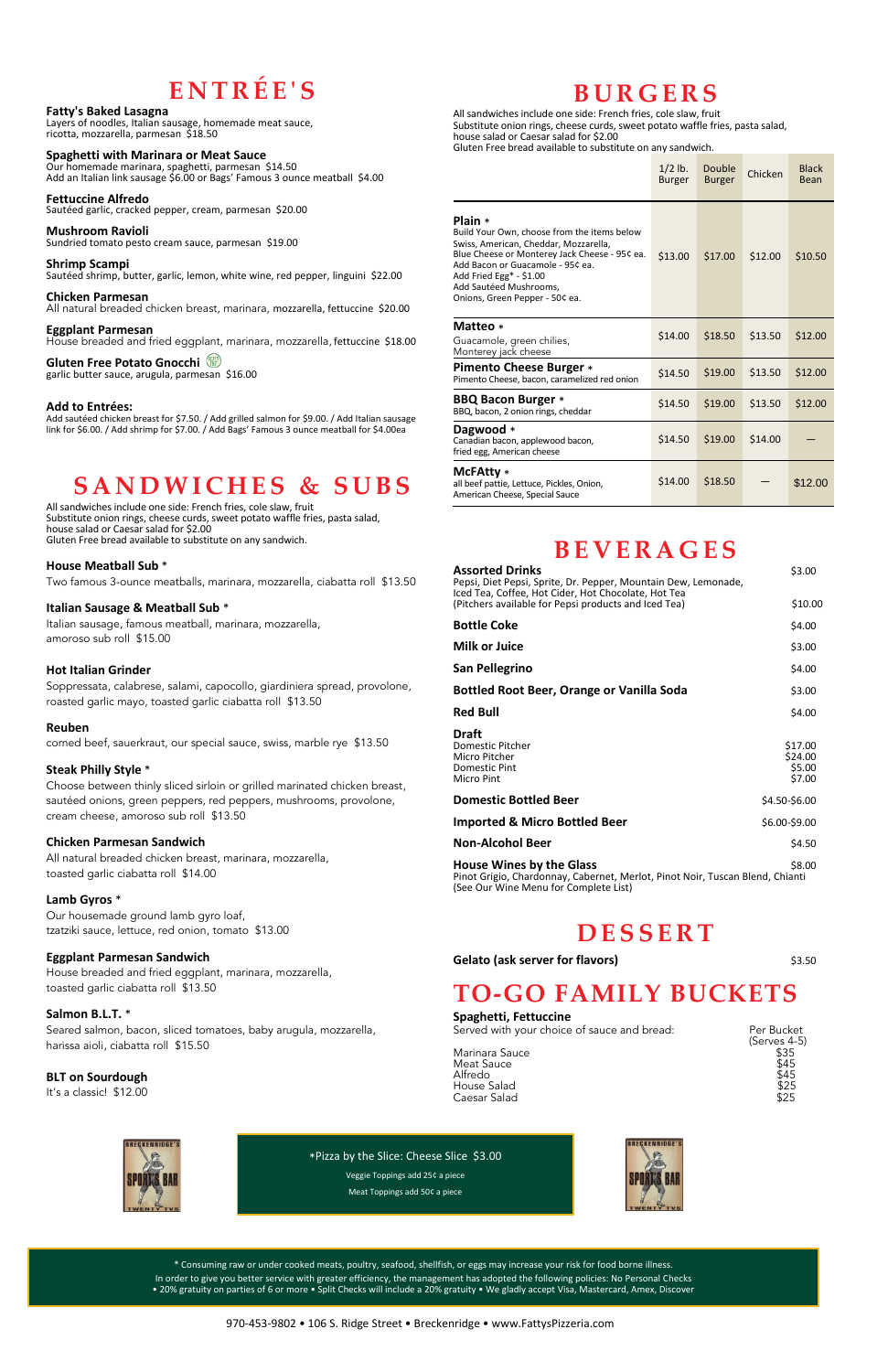# ENTRÉE'S

**Fatty's Baked Lasagna**
Layers of noodles, Italian sausage, homemade meat sauce, ricotta, mozzarella, parmesan $18.50

**Spaghetti with Marinara or Meat Sauce**
Our homemade marinara, spaghetti, parmesan $14.50
Add an Italian link sausage $6.00 or Bags' Famous 3 ounce meatball $4.00

**Fettuccine Alfredo**
Sautéed garlic, cracked pepper, cream, parmesan $20.00

**Mushroom Ravioli**
Sundried tomato pesto cream sauce, parmesan $19.00

**Shrimp Scampi**
Sautéed shrimp, butter, garlic, lemon, white wine, red pepper, linguini $22.00

**Chicken Parmesan**
All natural breaded chicken breast, marinara, mozzarella, fettuccine $20.00

**Eggplant Parmesan**
House breaded and fried eggplant, marinara, mozzarella, fettuccine $18.00

**Gluten Free Potato Gnocchi**
garlic butter sauce, arugula, parmesan $16.00

**Add to Entrées:**
Add sautéed chicken breast for $7.50. / Add grilled salmon for $9.00. / Add Italian sausage link for $6.00. / Add shrimp for $7.00. / Add Bags' Famous 3 ounce meatball for $4.00ea

# SANDWICHES & SUBS

All sandwiches include one side: French fries, cole slaw, fruit
Substitute onion rings, cheese curds, sweet potato waffle fries, pasta salad, house salad or Caesar salad for $2.00
Gluten Free bread available to substitute on any sandwich.

**House Meatball Sub** *
Two famous 3-ounce meatballs, marinara, mozzarella, ciabatta roll $13.50

**Italian Sausage & Meatball Sub** *
Italian sausage, famous meatball, marinara, mozzarella, amoroso sub roll $15.00

**Hot Italian Grinder**
Soppressata, calabrese, salami, capocollo, giardiniera spread, provolone, roasted garlic mayo, toasted garlic ciabatta roll $13.50

**Reuben**
corned beef, sauerkraut, our special sauce, swiss, marble rye $13.50

**Steak Philly Style** *
Choose between thinly sliced sirloin or grilled marinated chicken breast, sautéed onions, green peppers, red peppers, mushrooms, provolone, cream cheese, amoroso sub roll $13.50

**Chicken Parmesan Sandwich**
All natural breaded chicken breast, marinara, mozzarella, toasted garlic ciabatta roll $14.00

**Lamb Gyros** *
Our housemade ground lamb gyro loaf, tzatziki sauce, lettuce, red onion, tomato $13.00

**Eggplant Parmesan Sandwich**
House breaded and fried eggplant, marinara, mozzarella, toasted garlic ciabatta roll $13.50

**Salmon B.L.T.** *
Seared salmon, bacon, sliced tomatoes, baby arugula, mozzarella, harissa aioli, ciabatta roll $15.50

**BLT on Sourdough**
It's a classic! $12.00

# BURGERS

All sandwiches include one side: French fries, cole slaw, fruit
Substitute onion rings, cheese curds, sweet potato waffle fries, pasta salad, house salad or Caesar salad for $2.00
Gluten Free bread available to substitute on any sandwich.

| | 1/2 lb. Burger | Double Burger | Chicken | Black Bean |
|---|---|---|---|---|
| **Plain** * Build Your Own, choose from the items below: Swiss, American, Cheddar, Mozzarella, Blue Cheese or Monterey Jack Cheese - 95¢ ea. Add Bacon or Guacamole - 95¢ ea. Add Fried Egg* - $1.00. Add Sautéed Mushrooms, Onions, Green Pepper - 50¢ ea. | $13.00 | $17.00 | $12.00 | $10.50 |
| **Matteo** * Guacamole, green chilies, Monterey jack cheese | $14.00 | $18.50 | $13.50 | $12.00 |
| **Pimento Cheese Burger** * Pimento Cheese, bacon, caramelized red onion | $14.50 | $19.00 | $13.50 | $12.00 |
| **BBQ Bacon Burger** * BBQ, bacon, 2 onion rings, cheddar | $14.50 | $19.00 | $13.50 | $12.00 |
| **Dagwood** * Canadian bacon, applewood bacon, fried egg, American cheese | $14.50 | $19.00 | $14.00 | — |
| **McFAtty** * all beef pattie, Lettuce, Pickles, Onion, American Cheese, Special Sauce | $14.00 | $18.50 | — | $12.00 |

# BEVERAGES

| | |
|---|---|
| **Assorted Drinks** Pepsi, Diet Pepsi, Sprite, Dr. Pepper, Mountain Dew, Lemonade, Iced Tea, Coffee, Hot Cider, Hot Chocolate, Hot Tea | $3.00 |
| (Pitchers available for Pepsi products and Iced Tea) | $10.00 |
| **Bottle Coke** | $4.00 |
| **Milk or Juice** | $3.00 |
| **San Pellegrino** | $4.00 |
| **Bottled Root Beer, Orange or Vanilla Soda** | $3.00 |
| **Red Bull** | $4.00 |
| **Draft** | |
| Domestic Pitcher | $17.00 |
| Micro Pitcher | $24.00 |
| Domestic Pint | $5.00 |
| Micro Pint | $7.00 |
| **Domestic Bottled Beer** | $4.50-$6.00 |
| **Imported & Micro Bottled Beer** | $6.00-$9.00 |
| **Non-Alcohol Beer** | $4.50 |
| **House Wines by the Glass** Pinot Grigio, Chardonnay, Cabernet, Merlot, Pinot Noir, Tuscan Blend, Chianti (See Our Wine Menu for Complete List) | $8.00 |

# DESSERT

**Gelato (ask server for flavors)** $3.50

# TO-GO FAMILY BUCKETS

**Spaghetti, Fettuccine**
Served with your choice of sauce and bread:

| | Per Bucket (Serves 4-5) |
|---|---|
| Marinara Sauce | $35 |
| Meat Sauce | $45 |
| Alfredo | $45 |
| House Salad | $25 |
| Caesar Salad | $25 |

BRECKENRIDGE'S SPORTS BAR TWENTY TVS

*Pizza by the Slice: Cheese Slice $3.00
Veggie Toppings add 25¢ a piece
Meat Toppings add 50¢ a piece

BRECKENRIDGE'S SPORTS BAR TWENTY TVS

* Consuming raw or under cooked meats, poultry, seafood, shellfish, or eggs may increase your risk for food borne illness.
In order to give you better service with greater efficiency, the management has adopted the following policies: No Personal Checks • 20% gratuity on parties of 6 or more • Split Checks will include a 20% gratuity • We gladly accept Visa, Mastercard, Amex, Discover

970-453-9802 • 106 S. Ridge Street • Breckenridge • www.FattysPizzeria.com